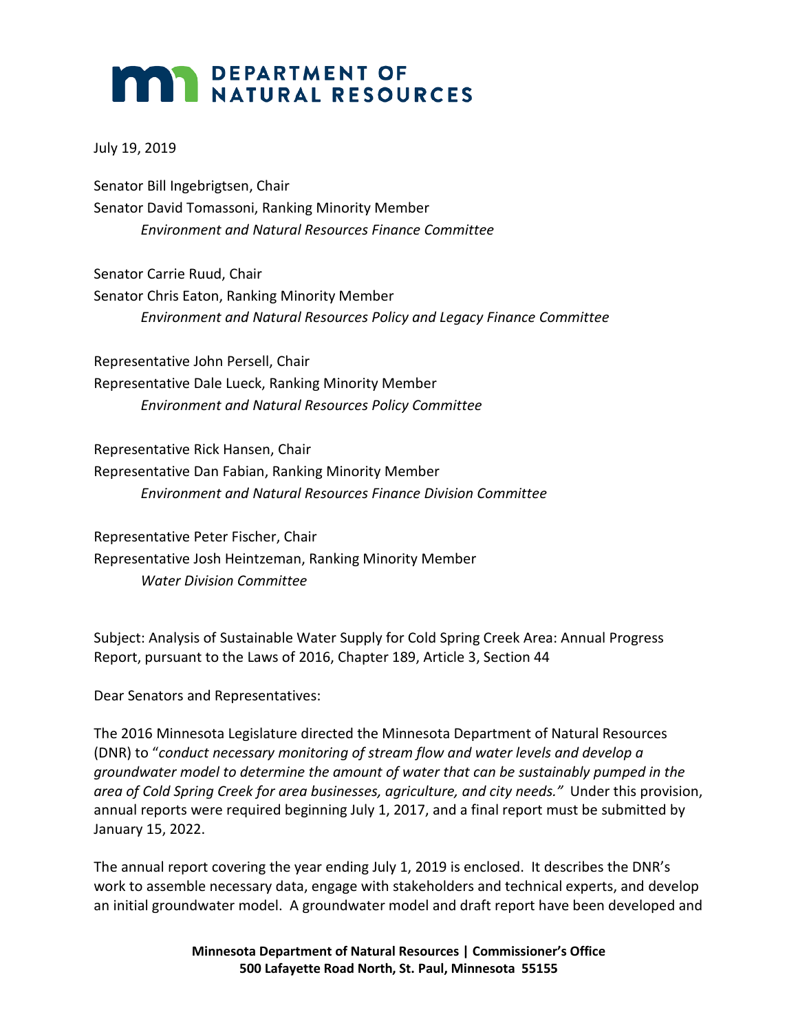# DEPARTMENT OF NATURAL RESOURCES

July 19, 2019

Senator Bill Ingebrigtsen, Chair
Senator David Tomassoni, Ranking Minority Member
*Environment and Natural Resources Finance Committee*

Senator Carrie Ruud, Chair
Senator Chris Eaton, Ranking Minority Member
*Environment and Natural Resources Policy and Legacy Finance Committee*

Representative John Persell, Chair
Representative Dale Lueck, Ranking Minority Member
*Environment and Natural Resources Policy Committee*

Representative Rick Hansen, Chair
Representative Dan Fabian, Ranking Minority Member
*Environment and Natural Resources Finance Division Committee*

Representative Peter Fischer, Chair
Representative Josh Heintzeman, Ranking Minority Member
*Water Division Committee*

Subject: Analysis of Sustainable Water Supply for Cold Spring Creek Area: Annual Progress Report, pursuant to the Laws of 2016, Chapter 189, Article 3, Section 44

Dear Senators and Representatives:

The 2016 Minnesota Legislature directed the Minnesota Department of Natural Resources (DNR) to "*conduct necessary monitoring of stream flow and water levels and develop a groundwater model to determine the amount of water that can be sustainably pumped in the area of Cold Spring Creek for area businesses, agriculture, and city needs.*" Under this provision, annual reports were required beginning July 1, 2017, and a final report must be submitted by January 15, 2022.

The annual report covering the year ending July 1, 2019 is enclosed. It describes the DNR's work to assemble necessary data, engage with stakeholders and technical experts, and develop an initial groundwater model. A groundwater model and draft report have been developed and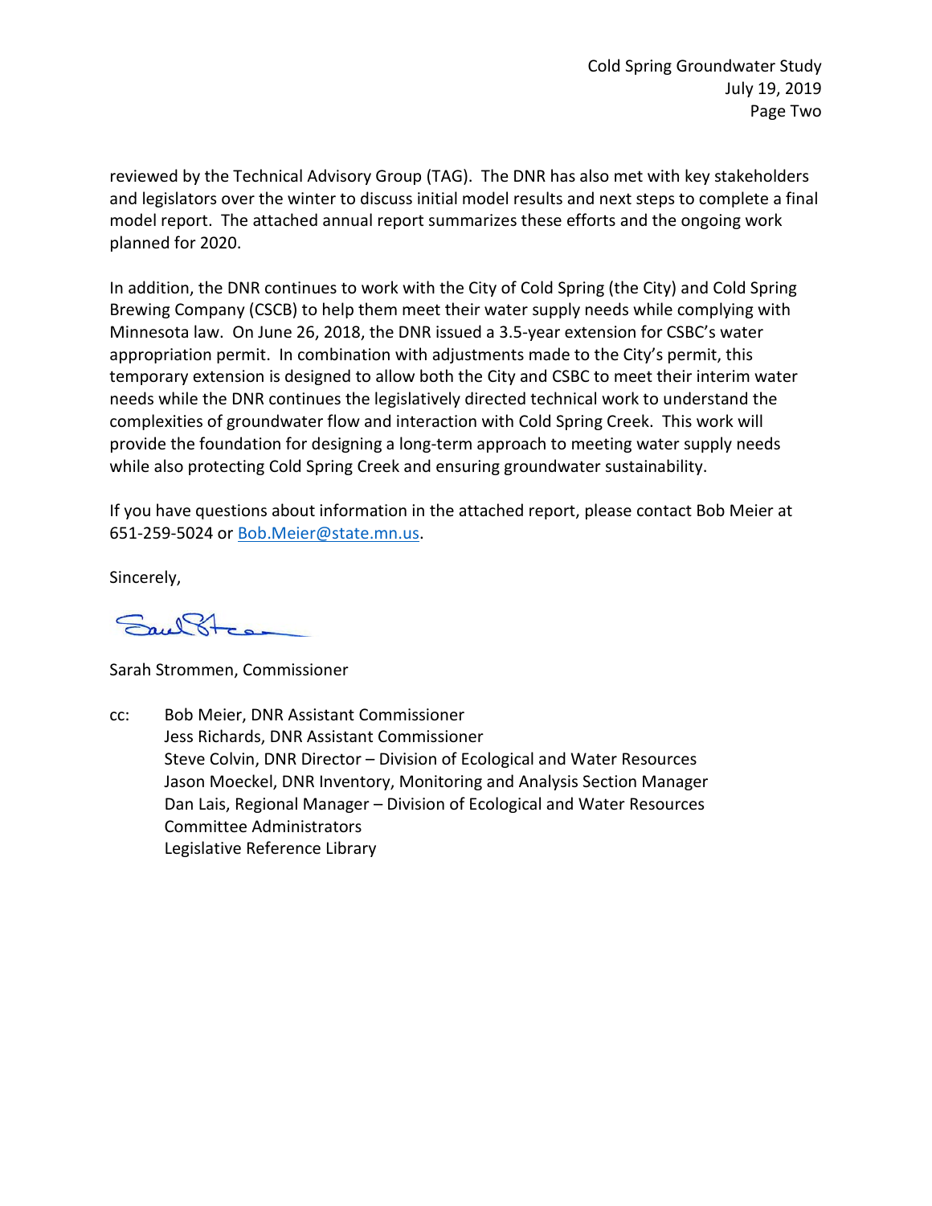reviewed by the Technical Advisory Group (TAG). The DNR has also met with key stakeholders and legislators over the winter to discuss initial model results and next steps to complete a final model report. The attached annual report summarizes these efforts and the ongoing work planned for 2020.

In addition, the DNR continues to work with the City of Cold Spring (the City) and Cold Spring Brewing Company (CSCB) to help them meet their water supply needs while complying with Minnesota law. On June 26, 2018, the DNR issued a 3.5-year extension for CSBC's water appropriation permit. In combination with adjustments made to the City's permit, this temporary extension is designed to allow both the City and CSBC to meet their interim water needs while the DNR continues the legislatively directed technical work to understand the complexities of groundwater flow and interaction with Cold Spring Creek. This work will provide the foundation for designing a long-term approach to meeting water supply needs while also protecting Cold Spring Creek and ensuring groundwater sustainability.

If you have questions about information in the attached report, please contact Bob Meier at 651-259-5024 or Bob.Meier@state.mn.us.

Sincerely,

Sarah Strommen, Commissioner

cc: Bob Meier, DNR Assistant Commissioner
Jess Richards, DNR Assistant Commissioner
Steve Colvin, DNR Director – Division of Ecological and Water Resources
Jason Moeckel, DNR Inventory, Monitoring and Analysis Section Manager
Dan Lais, Regional Manager – Division of Ecological and Water Resources
Committee Administrators
Legislative Reference Library